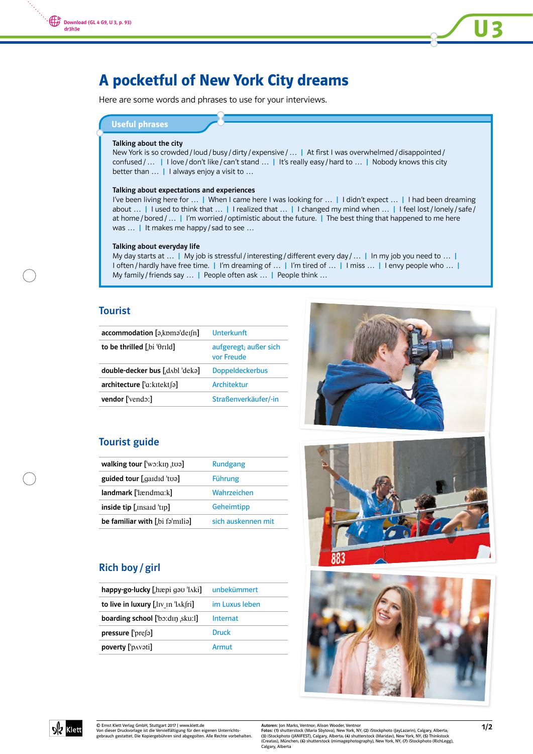# A pocketful of New York City dreams

Here are some words and phrases to use for your interviews.

## Useful phrases

**Talking about the city**
New York is so crowded / loud / busy / dirty / expensive / … | At first I was overwhelmed / disappointed / confused / … | I love / don't like / can't stand … | It's really easy / hard to … | Nobody knows this city better than … | I always enjoy a visit to …

**Talking about expectations and experiences**
I've been living here for … | When I came here I was looking for … | I didn't expect … | I had been dreaming about … | I used to think that … | I realized that … | I changed my mind when … | I feel lost / lonely / safe / at home / bored / … | I'm worried / optimistic about the future. | The best thing that happened to me here was … | It makes me happy / sad to see …

**Talking about everyday life**
My day starts at … | My job is stressful / interesting / different every day / … | In my job you need to … | I often / hardly have free time. | I'm dreaming of … | I'm tired of … | I miss … | I envy people who … | My family / friends say … | People often ask … | People think …

## Tourist

| | |
|---|---|
| **accommodation** [əˌkɒməˈdeɪʃn] | Unterkunft |
| **to be thrilled** [ˌbi ˈθrɪld] | aufgeregt; außer sich vor Freude |
| **double-decker bus** [ˌdʌbl ˈdekə] | Doppeldeckerbus |
| **architecture** [ˈɑːkɪtektʃə] | Architektur |
| **vendor** [ˈvendɔː] | Straßenverkäufer/-in |

## Tourist guide

| | |
|---|---|
| **walking tour** [ˈwɔːkɪŋ ˌtʊə] | Rundgang |
| **guided tour** [ˌɡaɪdɪd ˈtʊə] | Führung |
| **landmark** [ˈlændmɑːk] | Wahrzeichen |
| **inside tip** [ˌɪnsaɪd ˈtɪp] | Geheimtipp |
| **be familiar with** [ˌbi fəˈmɪliə] | sich auskennen mit |

## Rich boy / girl

| | |
|---|---|
| **happy-go-lucky** [ˌhæpi ɡəʊ ˈlʌki] | unbekümmert |
| **to live in luxury** [ˌlɪv‿ɪn ˈlʌkʃri] | im Luxus leben |
| **boarding school** [ˈbɔːdɪŋ ˌskuːl] | Internat |
| **pressure** [ˈpreʃə] | Druck |
| **poverty** [ˈpʌvəti] | Armut |

© Ernst Klett Verlag GmbH, Stuttgart 2017 | www.klett.de
Von dieser Druckvorlage ist die Vervielfältigung für den eigenen Unterrichtsgebrauch gestattet. Die Kopiergebühren sind abgegolten. Alle Rechte vorbehalten.

**Autoren:** Jon Marks, Ventnor; Alison Wooder, Ventnor
**Fotos:** (1) shutterstock (Maria Sbytova), New York, NY; (2) iStockphoto (JayLazarin), Calgary, Alberta; (3) iStockphoto (JANIFEST), Calgary, Alberta; (4) shutterstock (Maridav), New York, NY; (5) Thinkstock (Creatas), München; (6) shutterstock (mimagephotography), New York, NY; (7) iStockphoto (RichLegg), Calgary, Alberta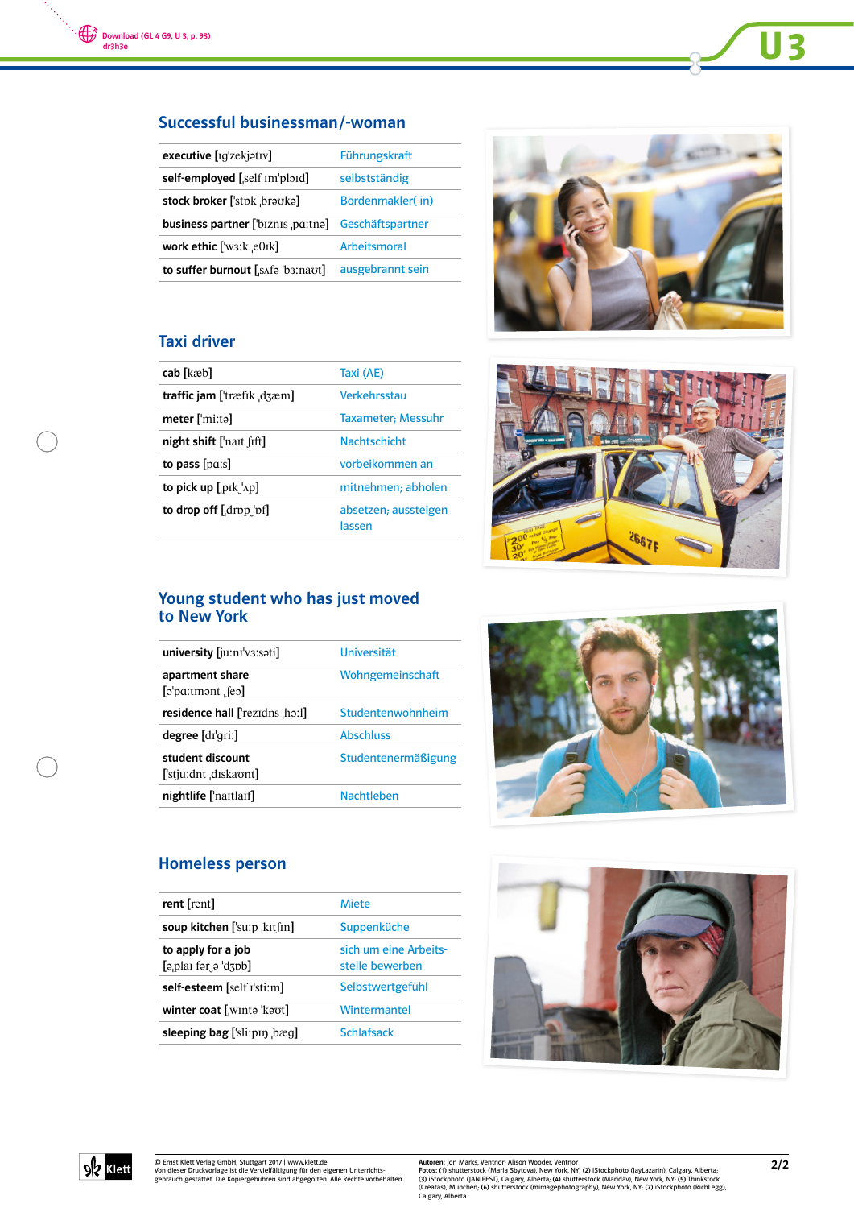## Successful businessman/-woman

| | |
|---|---|
| **executive** [ɪɡˈzekjətɪv] | Führungskraft |
| **self-employed** [ˌself ɪmˈplɔɪd] | selbstständig |
| **stock broker** [ˈstɒk ˌbrəʊkə] | Bördenmakler(-in) |
| **business partner** [ˈbɪznɪs ˌpɑːtnə] | Geschäftspartner |
| **work ethic** [ˈwɜːk ˌeθɪk] | Arbeitsmoral |
| **to suffer burnout** [ˌsʌfə ˈbɜːnaʊt] | ausgebrannt sein |

## Taxi driver

| | |
|---|---|
| **cab** [kæb] | Taxi (AE) |
| **traffic jam** [ˈtræfɪk ˌdʒæm] | Verkehrsstau |
| **meter** [ˈmiːtə] | Taxameter; Messuhr |
| **night shift** [ˈnaɪt ʃɪft] | Nachtschicht |
| **to pass** [pɑːs] | vorbeikommen an |
| **to pick up** [ˌpɪk ˈʌp] | mitnehmen; abholen |
| **to drop off** [ˌdrɒp ˈɒf] | absetzen; aussteigen lassen |

## Young student who has just moved to New York

| | |
|---|---|
| **university** [juːnɪˈvɜːsəti] | Universität |
| **apartment share** [əˈpɑːtmənt ˌʃeə] | Wohngemeinschaft |
| **residence hall** [ˈrezɪdns ˌhɔːl] | Studentenwohnheim |
| **degree** [dɪˈɡriː] | Abschluss |
| **student discount** [ˈstjuːdnt ˌdɪskaʊnt] | Studentenermäßigung |
| **nightlife** [ˈnaɪtlaɪf] | Nachtleben |

## Homeless person

| | |
|---|---|
| **rent** [rent] | Miete |
| **soup kitchen** [ˈsuːp ˌkɪtʃɪn] | Suppenküche |
| **to apply for a job** [əˌplaɪ fər ə ˈdʒɒb] | sich um eine Arbeitsstelle bewerben |
| **self-esteem** [self ɪˈstiːm] | Selbstwertgefühl |
| **winter coat** [ˌwɪntə ˈkəʊt] | Wintermantel |
| **sleeping bag** [ˈsliːpɪŋ ˌbæɡ] | Schlafsack |

© Ernst Klett Verlag GmbH, Stuttgart 2017 | www.klett.de
Von dieser Druckvorlage ist die Vervielfältigung für den eigenen Unterrichtsgebrauch gestattet. Die Kopiergebühren sind abgegolten. Alle Rechte vorbehalten.

**Autoren:** Jon Marks, Ventnor; Alison Wooder, Ventnor
**Fotos:** (1) shutterstock (Maria Sbytova), New York, NY; (2) iStockphoto (JayLazarin), Calgary, Alberta; (3) iStockphoto (JANIFEST), Calgary, Alberta; (4) shutterstock (Maridav), New York, NY; (5) Thinkstock (Creatas), München; (6) shutterstock (mimagephotography), New York, NY; (7) iStockphoto (RichLegg), Calgary, Alberta